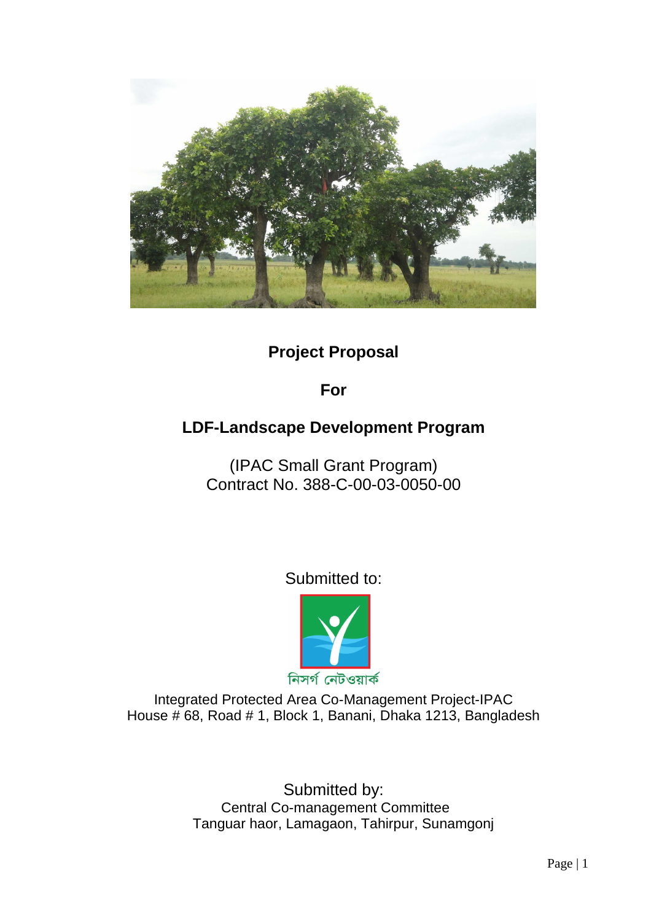# Project Proposal

# For

# LDF-Landscape Development Program

(IPAC Small Grant Program)
Contract No. 388-C-00-03-0050-00

Submitted to:

নিসর্গ নেটওয়ার্ক

Integrated Protected Area Co-Management Project-IPAC
House # 68, Road # 1, Block 1, Banani, Dhaka 1213, Bangladesh

Submitted by:
Central Co-management Committee
Tanguar haor, Lamagaon, Tahirpur, Sunamgonj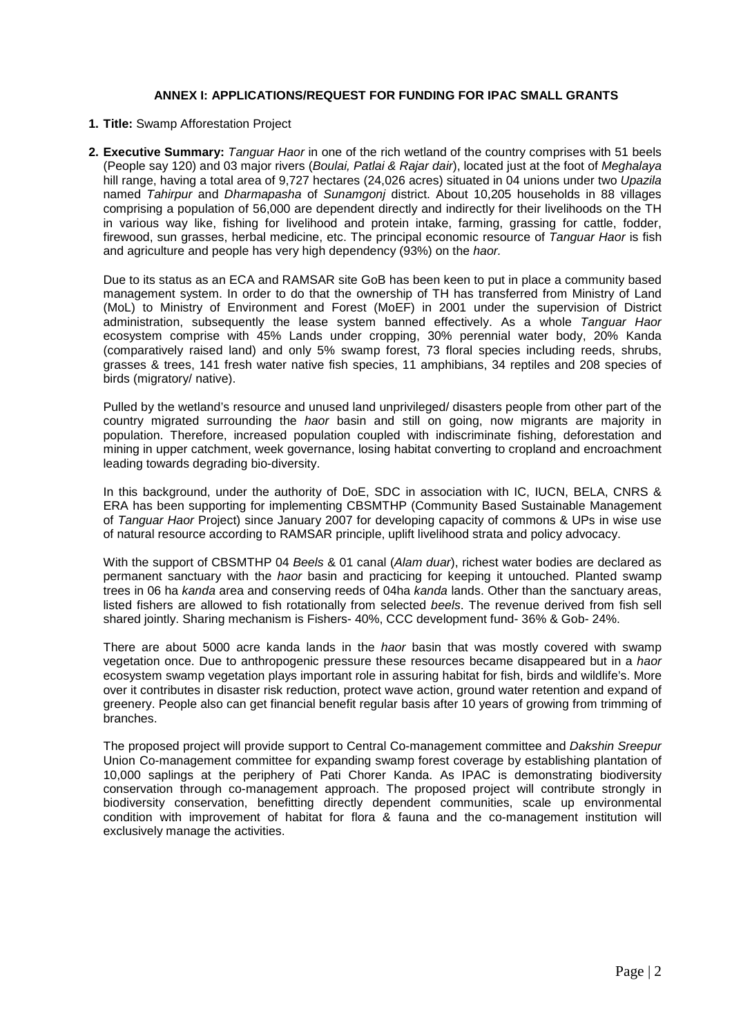## ANNEX I: APPLICATIONS/REQUEST FOR FUNDING FOR IPAC SMALL GRANTS

**1. Title:** Swamp Afforestation Project

**2. Executive Summary:** *Tanguar Haor* in one of the rich wetland of the country comprises with 51 beels (People say 120) and 03 major rivers (*Boulai, Patlai & Rajar dair*), located just at the foot of *Meghalaya* hill range, having a total area of 9,727 hectares (24,026 acres) situated in 04 unions under two *Upazila* named *Tahirpur* and *Dharmapasha* of *Sunamgonj* district. About 10,205 households in 88 villages comprising a population of 56,000 are dependent directly and indirectly for their livelihoods on the TH in various way like, fishing for livelihood and protein intake, farming, grassing for cattle, fodder, firewood, sun grasses, herbal medicine, etc. The principal economic resource of *Tanguar Haor* is fish and agriculture and people has very high dependency (93%) on the *haor.*

Due to its status as an ECA and RAMSAR site GoB has been keen to put in place a community based management system. In order to do that the ownership of TH has transferred from Ministry of Land (MoL) to Ministry of Environment and Forest (MoEF) in 2001 under the supervision of District administration, subsequently the lease system banned effectively. As a whole *Tanguar Haor* ecosystem comprise with 45% Lands under cropping, 30% perennial water body, 20% Kanda (comparatively raised land) and only 5% swamp forest, 73 floral species including reeds, shrubs, grasses & trees, 141 fresh water native fish species, 11 amphibians, 34 reptiles and 208 species of birds (migratory/ native).

Pulled by the wetland's resource and unused land unprivileged/ disasters people from other part of the country migrated surrounding the *haor* basin and still on going, now migrants are majority in population. Therefore, increased population coupled with indiscriminate fishing, deforestation and mining in upper catchment, week governance, losing habitat converting to cropland and encroachment leading towards degrading bio-diversity.

In this background, under the authority of DoE, SDC in association with IC, IUCN, BELA, CNRS & ERA has been supporting for implementing CBSMTHP (Community Based Sustainable Management of *Tanguar Haor* Project) since January 2007 for developing capacity of commons & UPs in wise use of natural resource according to RAMSAR principle, uplift livelihood strata and policy advocacy.

With the support of CBSMTHP 04 *Beels* & 01 canal (*Alam duar*), richest water bodies are declared as permanent sanctuary with the *haor* basin and practicing for keeping it untouched. Planted swamp trees in 06 ha *kanda* area and conserving reeds of 04ha *kanda* lands. Other than the sanctuary areas, listed fishers are allowed to fish rotationally from selected *beels*. The revenue derived from fish sell shared jointly. Sharing mechanism is Fishers- 40%, CCC development fund- 36% & Gob- 24%.

There are about 5000 acre kanda lands in the *haor* basin that was mostly covered with swamp vegetation once. Due to anthropogenic pressure these resources became disappeared but in a *haor* ecosystem swamp vegetation plays important role in assuring habitat for fish, birds and wildlife's. More over it contributes in disaster risk reduction, protect wave action, ground water retention and expand of greenery. People also can get financial benefit regular basis after 10 years of growing from trimming of branches.

The proposed project will provide support to Central Co-management committee and *Dakshin Sreepur* Union Co-management committee for expanding swamp forest coverage by establishing plantation of 10,000 saplings at the periphery of Pati Chorer Kanda. As IPAC is demonstrating biodiversity conservation through co-management approach. The proposed project will contribute strongly in biodiversity conservation, benefitting directly dependent communities, scale up environmental condition with improvement of habitat for flora & fauna and the co-management institution will exclusively manage the activities.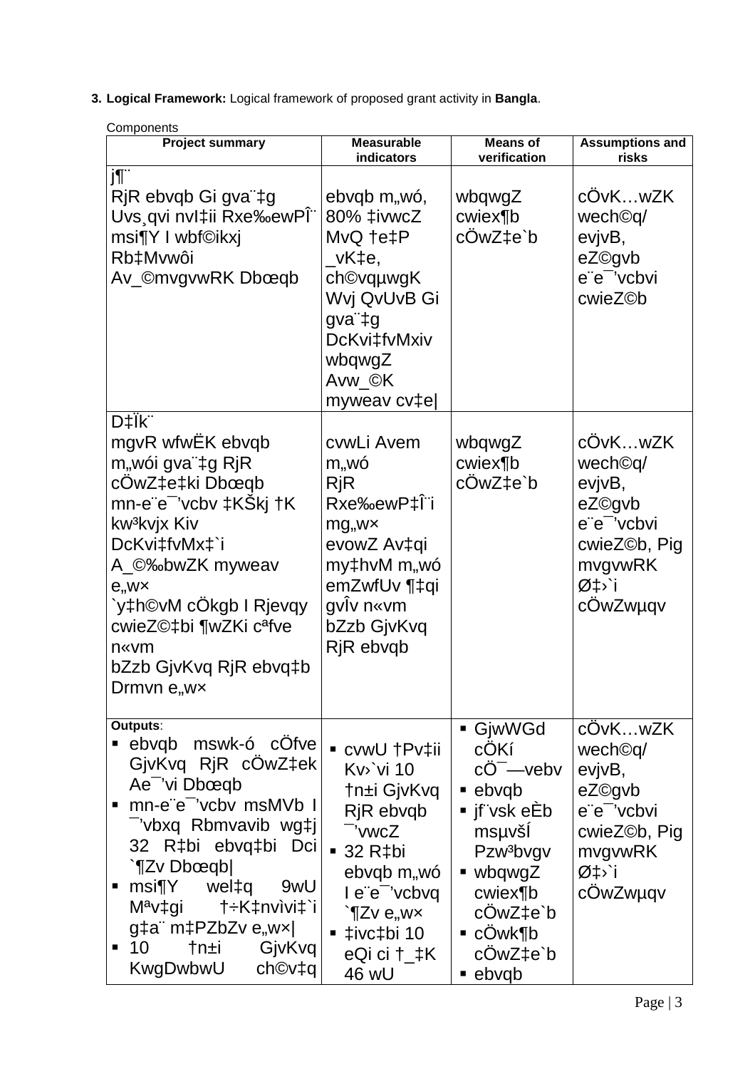3. **Logical Framework:** Logical framework of proposed grant activity in **Bangla**.

Components

| Project summary | Measurable indicators | Means of verification | Assumptions and risks |
|---|---|---|---|
| j¶¨<br>RjR ebvqb Gi gva¨‡g Uvs¸qvi nvI‡ii Rxe‰ewPÎ¨ msi¶Y I wbf©ikxj Rb‡Mvwôi Av_©mvgvwRK Dbœqb | ebvqb m„wó, 80% ‡ivwcZ MvQ †e‡P \_vK‡e, ch©vqµwgK Wvj QvUvB Gi gva¨‡g DcKvi‡fvMxiv wbqwgZ Avw\_©K myweav cv‡e\| | wbqwgZ cwiex¶b cÖwZ‡e`b | cÖvK…wZK wech©q/ evjvB, eZ©gvb e¨e¯'vcbvi cwieZ©b |
| D‡Ïk¨<br>mgvR wfwËK ebvqb m„wói gva¨‡g RjR cÖwZ‡e‡ki Dbœqb mn-e¨e¯'vcbv ‡KŠkj †K kw³kvjx Kiv DcKvi‡fvMx‡`i A\_©‰bwZK myweav e„w× `y‡h©vM cÖkgb I Rjevqy cwieZ©‡bi ¶wZKi cªfve n«vm bZzb GjvKvq RjR ebvq‡b Drmvn e„w× | cvwLi Avem m„wó<br>RjR Rxe‰ewP‡Î¨i mg„w×<br>evowZ Av‡qi my‡hvM m„wó emZwfUv ¶‡qi gvÎv n«vm bZzb GjvKvq RjR ebvqb | wbqwgZ cwiex¶b cÖwZ‡e`b | cÖvK…wZK wech©q/ evjvB, eZ©gvb e¨e¯'vcbvi cwieZ©b, Pig mvgvwRK Ø‡›`i cÖwZwµqv |
| **Outputs**:<br>▪ ebvqb mswk-ó cÖfve GjvKvq RjR cÖwZ‡ek Ae¯'vi Dbœqb<br>▪ mn-e¨e¯'vcbv msMVb I ¯'vbxq Rbmvavib wg‡j 32 R‡bi ebvq‡bi Dci `¶Zv Dbœqb\|<br>▪ msi¶Y wel‡q 9wU Mªv‡gi †÷K‡nvìvi‡`i g‡a¨ m‡PZbZv e„w×\|<br>▪ 10 †n±i GjvKvq KwgDwbwU ch©v‡q | ▪ cvwU †Pv‡ii Kv›`vi 10 †n±i GjvKvq RjR ebvqb ¯'vwcZ<br>▪ 32 R‡bi ebvqb m„wó I e¨e¯'vcbvq `¶Zv e„w×<br>▪ ‡ivc‡bi 10 eQi ci †\_‡K 46 wU | ▪ GjwWGd cÖKí cÖ¯—vebv<br>▪ ebvqb<br>▪ jf¨vsk eÈb msµvšÍ Pzw³bvgv<br>▪ wbqwgZ cwiex¶b cÖwZ‡e`b<br>▪ cÖwk¶b cÖwZ‡e`b<br>▪ ebvqb | cÖvK…wZK wech©q/ evjvB, eZ©gvb e¨e¯'vcbvi cwieZ©b, Pig mvgvwRK Ø‡›`i cÖwZwµqv |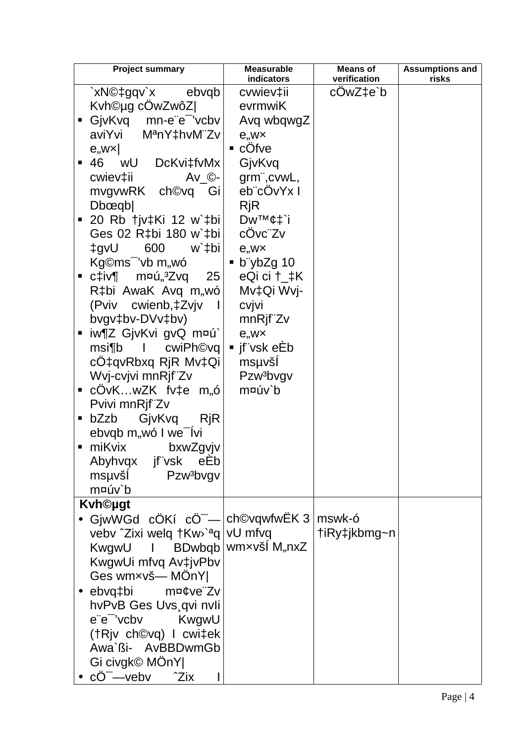| Project summary | Measurable indicators | Means of verification | Assumptions and risks |
|---|---|---|---|
| `xN©‡gqv`x ebvqb Kvh©µg cÖwZwôZ\|<br>▪ GjvKvq mn-e¨e¯'vcbv aviYvi MªnY‡hvM¨Zv e„w×\|<br>▪ 46 wU DcKvi‡fvMx cwiev‡ii Av_©-mvgvwRK ch©vq Gi Dbœqb\|<br>▪ 20 Rb †jv‡Ki 12 w`‡bi Ges 02 R‡bi 180 w`‡bi ‡gvU 600 w`‡bi Kg©ms¯'vb m„wó<br>▪ c‡iv¶ m¤ú„³Zvq 25 R‡bi AwaK Avq m„wó (Pviv cwienb,‡Zvjv I bvgv‡bv-DVv‡bv)<br>▪ iw¶Z GjvKvi gvQ m¤ú` msi¶b I cwiPh©vq cÖ‡qvRbxq RjR Mv‡Qi Wvj-cvjvi mnRjf¨Zv<br>▪ cÖvK…wZK fv‡e m„ó Pvivi mnRjf¨Zv<br>▪ bZzb GjvKvq RjR ebvqb m„wó I we¯Ívi<br>▪ miKvix bxwZgvjv Abyhvqx jf¨vsk eÈb msµvšÍ Pzw³bvgv m¤úv`b | cvwiev‡ii evrmwiK Avq wbqwgZ e„w×<br>▪ cÖfve GjvKvq grm¨,cvwL, eb¨cÖvYx I RjR Dw™¢‡`i cÖvc¨Zv e„w×<br>▪ b¨ybZg 10 eQi ci †\_‡K Mv‡Qi Wvj-cvjvi mnRjf¨Zv e„w×<br>▪ jf¨vsk eÈb msµvšÍ Pzw³bvgv m¤úv`b | cÖwZ‡e`b | |
| **Kvh©µgt**<br>• GjwWGd cÖKí cÖ¯—vebv ˆZixi welq †Kw›`ªq KwgwU I BDwbqb KwgwUi mfvq Av‡jvPbv Ges wm×vš— MÖnY\|<br>• ebvq‡bi m¤¢ve¨Zv hvPvB Ges Uvs¸qvi nvIi e¨e¯'vcbv KwgwU (†Rjv ch©vq) I cwi‡ek Awa`ßi- AvBBDwmGb Gi civgk© MÖnY\|<br>• cÖ¯—vebv ˆZix I | ch©vqwfwËK 3 vU mfvq wm×všÍ M„nxZ | mswk-ó †iRy‡jkbmg~n | |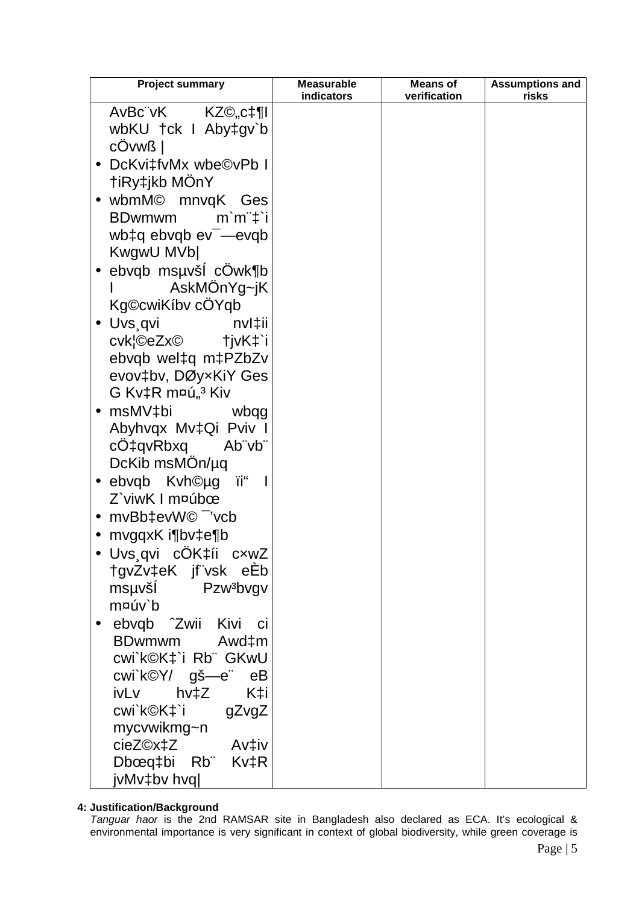| Project summary | Measurable indicators | Means of verification | Assumptions and risks |
|---|---|---|---|
| AvBc¨vK KZ©„c‡¶I wbKU †ck I Aby‡gv`b cÖvwß \|<br>• DcKvi‡fvMx wbe©vPb I †iRy‡jkb MÖnY<br>• wbmM© mnvqK Ges BDwmwm m`m¨‡`i wb‡q ebvqb ev¯—evqb KwgwU MVb\|<br>• ebvqb msµvšÍ cÖwk¶b I AskMÖnYg~jK Kg©cwiKíbv cÖYqb<br>• Uvs¸qvi nvI‡ii cvk¦©eZx© †jvK‡`i ebvqb wel‡q m‡PZbZv evov‡bv, DØy×KiY Ges G Kv‡R m¤ú„³ Kiv<br>• msMV‡bi wbqg Abyhvqx Mv‡Qi Pviv I cÖ‡qvRbxq Ab¨vb¨ DcKib msMÖn/µq<br>• ebvqb Kvh©µg ïi“ I Z`viwK I m¤úbœ<br>• mvBb‡evW© ¯’vcb<br>• mvgqxK i¶bv‡e¶b<br>• Uvs¸qvi cÖK‡íi c×wZ †gvZv‡eK jf¨vsk eÈb msµvšÍ Pzw³bvgv m¤úv`b<br>• ebvqb ˆZwii Kivi ci BDwmwm Awd‡m cwi`k©K‡`i Rb¨ GKwU cwi`k©Y/ gš—e¨ eB ivLv hv‡Z K‡i cwi`k©K‡`i gZvgZ mycvwikmg~n cieZ©x‡Z Av‡iv Dbœq‡bi Rb¨ Kv‡R jvMv‡bv hvq\| | | | |

**4: Justification/Background**

*Tanguar haor* is the 2nd RAMSAR site in Bangladesh also declared as ECA. It's ecological & environmental importance is very significant in context of global biodiversity, while green coverage is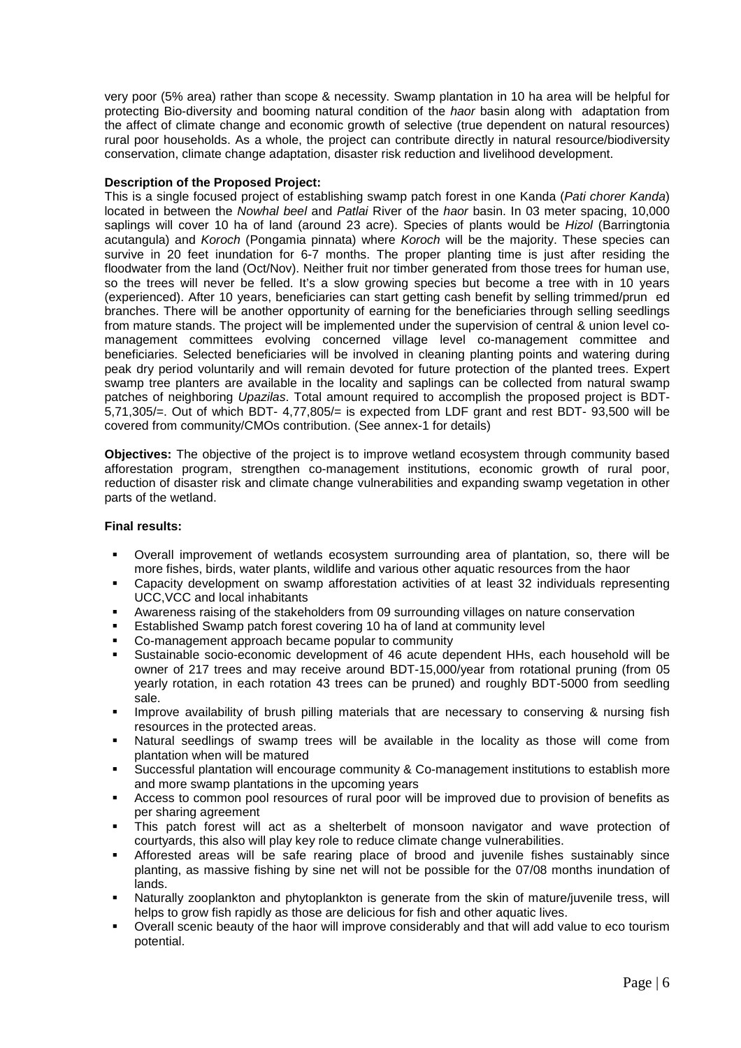very poor (5% area) rather than scope & necessity. Swamp plantation in 10 ha area will be helpful for protecting Bio-diversity and booming natural condition of the *haor* basin along with adaptation from the affect of climate change and economic growth of selective (true dependent on natural resources) rural poor households. As a whole, the project can contribute directly in natural resource/biodiversity conservation, climate change adaptation, disaster risk reduction and livelihood development.

**Description of the Proposed Project:**

This is a single focused project of establishing swamp patch forest in one Kanda (*Pati chorer Kanda*) located in between the *Nowhal beel* and *Patlai* River of the *haor* basin. In 03 meter spacing, 10,000 saplings will cover 10 ha of land (around 23 acre). Species of plants would be *Hizol* (Barringtonia acutangula) and *Koroch* (Pongamia pinnata) where *Koroch* will be the majority. These species can survive in 20 feet inundation for 6-7 months. The proper planting time is just after residing the floodwater from the land (Oct/Nov). Neither fruit nor timber generated from those trees for human use, so the trees will never be felled. It's a slow growing species but become a tree with in 10 years (experienced). After 10 years, beneficiaries can start getting cash benefit by selling trimmed/prun ed branches. There will be another opportunity of earning for the beneficiaries through selling seedlings from mature stands. The project will be implemented under the supervision of central & union level co-management committees evolving concerned village level co-management committee and beneficiaries. Selected beneficiaries will be involved in cleaning planting points and watering during peak dry period voluntarily and will remain devoted for future protection of the planted trees. Expert swamp tree planters are available in the locality and saplings can be collected from natural swamp patches of neighboring *Upazilas*. Total amount required to accomplish the proposed project is BDT-5,71,305/=. Out of which BDT- 4,77,805/= is expected from LDF grant and rest BDT- 93,500 will be covered from community/CMOs contribution. (See annex-1 for details)

**Objectives:** The objective of the project is to improve wetland ecosystem through community based afforestation program, strengthen co-management institutions, economic growth of rural poor, reduction of disaster risk and climate change vulnerabilities and expanding swamp vegetation in other parts of the wetland.

**Final results:**

- Overall improvement of wetlands ecosystem surrounding area of plantation, so, there will be more fishes, birds, water plants, wildlife and various other aquatic resources from the haor
- Capacity development on swamp afforestation activities of at least 32 individuals representing UCC,VCC and local inhabitants
- Awareness raising of the stakeholders from 09 surrounding villages on nature conservation
- Established Swamp patch forest covering 10 ha of land at community level
- Co-management approach became popular to community
- Sustainable socio-economic development of 46 acute dependent HHs, each household will be owner of 217 trees and may receive around BDT-15,000/year from rotational pruning (from 05 yearly rotation, in each rotation 43 trees can be pruned) and roughly BDT-5000 from seedling sale.
- Improve availability of brush pilling materials that are necessary to conserving & nursing fish resources in the protected areas.
- Natural seedlings of swamp trees will be available in the locality as those will come from plantation when will be matured
- Successful plantation will encourage community & Co-management institutions to establish more and more swamp plantations in the upcoming years
- Access to common pool resources of rural poor will be improved due to provision of benefits as per sharing agreement
- This patch forest will act as a shelterbelt of monsoon navigator and wave protection of courtyards, this also will play key role to reduce climate change vulnerabilities.
- Afforested areas will be safe rearing place of brood and juvenile fishes sustainably since planting, as massive fishing by sine net will not be possible for the 07/08 months inundation of lands.
- Naturally zooplankton and phytoplankton is generate from the skin of mature/juvenile tress, will helps to grow fish rapidly as those are delicious for fish and other aquatic lives.
- Overall scenic beauty of the haor will improve considerably and that will add value to eco tourism potential.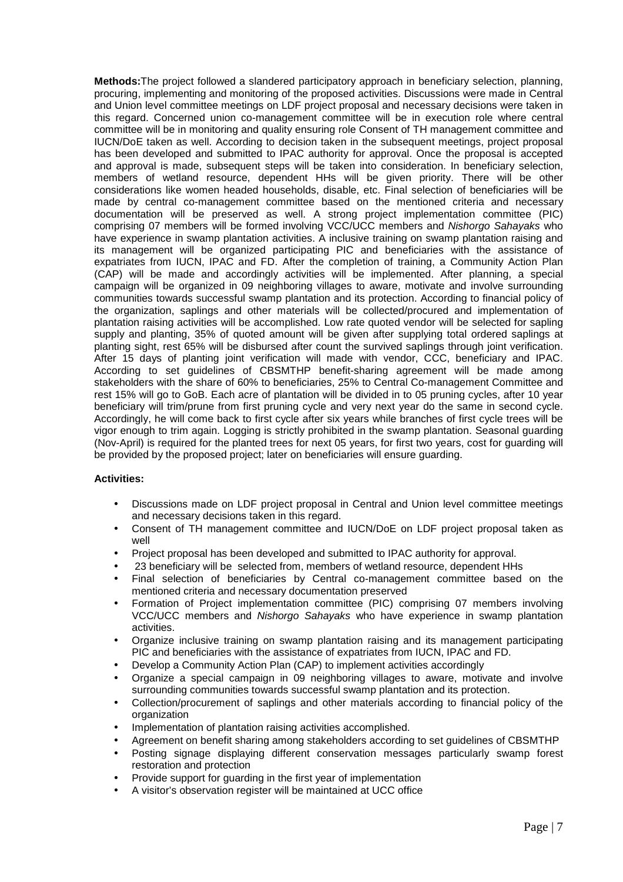**Methods:**The project followed a slandered participatory approach in beneficiary selection, planning, procuring, implementing and monitoring of the proposed activities. Discussions were made in Central and Union level committee meetings on LDF project proposal and necessary decisions were taken in this regard. Concerned union co-management committee will be in execution role where central committee will be in monitoring and quality ensuring role Consent of TH management committee and IUCN/DoE taken as well. According to decision taken in the subsequent meetings, project proposal has been developed and submitted to IPAC authority for approval. Once the proposal is accepted and approval is made, subsequent steps will be taken into consideration. In beneficiary selection, members of wetland resource, dependent HHs will be given priority. There will be other considerations like women headed households, disable, etc. Final selection of beneficiaries will be made by central co-management committee based on the mentioned criteria and necessary documentation will be preserved as well. A strong project implementation committee (PIC) comprising 07 members will be formed involving VCC/UCC members and *Nishorgo Sahayaks* who have experience in swamp plantation activities. A inclusive training on swamp plantation raising and its management will be organized participating PIC and beneficiaries with the assistance of expatriates from IUCN, IPAC and FD. After the completion of training, a Community Action Plan (CAP) will be made and accordingly activities will be implemented. After planning, a special campaign will be organized in 09 neighboring villages to aware, motivate and involve surrounding communities towards successful swamp plantation and its protection. According to financial policy of the organization, saplings and other materials will be collected/procured and implementation of plantation raising activities will be accomplished. Low rate quoted vendor will be selected for sapling supply and planting, 35% of quoted amount will be given after supplying total ordered saplings at planting sight, rest 65% will be disbursed after count the survived saplings through joint verification. After 15 days of planting joint verification will made with vendor, CCC, beneficiary and IPAC. According to set guidelines of CBSMTHP benefit-sharing agreement will be made among stakeholders with the share of 60% to beneficiaries, 25% to Central Co-management Committee and rest 15% will go to GoB. Each acre of plantation will be divided in to 05 pruning cycles, after 10 year beneficiary will trim/prune from first pruning cycle and very next year do the same in second cycle. Accordingly, he will come back to first cycle after six years while branches of first cycle trees will be vigor enough to trim again. Logging is strictly prohibited in the swamp plantation. Seasonal guarding (Nov-April) is required for the planted trees for next 05 years, for first two years, cost for guarding will be provided by the proposed project; later on beneficiaries will ensure guarding.

**Activities:**

- Discussions made on LDF project proposal in Central and Union level committee meetings and necessary decisions taken in this regard.
- Consent of TH management committee and IUCN/DoE on LDF project proposal taken as well
- Project proposal has been developed and submitted to IPAC authority for approval.
- 23 beneficiary will be selected from, members of wetland resource, dependent HHs
- Final selection of beneficiaries by Central co-management committee based on the mentioned criteria and necessary documentation preserved
- Formation of Project implementation committee (PIC) comprising 07 members involving VCC/UCC members and *Nishorgo Sahayaks* who have experience in swamp plantation activities.
- Organize inclusive training on swamp plantation raising and its management participating PIC and beneficiaries with the assistance of expatriates from IUCN, IPAC and FD.
- Develop a Community Action Plan (CAP) to implement activities accordingly
- Organize a special campaign in 09 neighboring villages to aware, motivate and involve surrounding communities towards successful swamp plantation and its protection.
- Collection/procurement of saplings and other materials according to financial policy of the organization
- Implementation of plantation raising activities accomplished.
- Agreement on benefit sharing among stakeholders according to set guidelines of CBSMTHP
- Posting signage displaying different conservation messages particularly swamp forest restoration and protection
- Provide support for guarding in the first year of implementation
- A visitor's observation register will be maintained at UCC office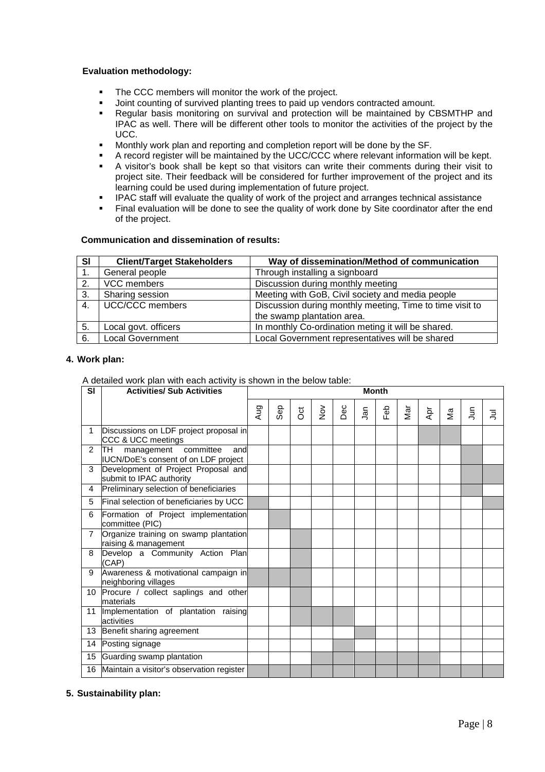**Evaluation methodology:**

- The CCC members will monitor the work of the project.
- Joint counting of survived planting trees to paid up vendors contracted amount.
- Regular basis monitoring on survival and protection will be maintained by CBSMTHP and IPAC as well. There will be different other tools to monitor the activities of the project by the UCC.
- Monthly work plan and reporting and completion report will be done by the SF.
- A record register will be maintained by the UCC/CCC where relevant information will be kept.
- A visitor's book shall be kept so that visitors can write their comments during their visit to project site. Their feedback will be considered for further improvement of the project and its learning could be used during implementation of future project.
- IPAC staff will evaluate the quality of work of the project and arranges technical assistance
- Final evaluation will be done to see the quality of work done by Site coordinator after the end of the project.

**Communication and dissemination of results:**

| Sl | Client/Target Stakeholders | Way of dissemination/Method of communication |
|---|---|---|
| 1. | General people | Through installing a signboard |
| 2. | VCC members | Discussion during monthly meeting |
| 3. | Sharing session | Meeting with GoB, Civil society and media people |
| 4. | UCC/CCC members | Discussion during monthly meeting, Time to time visit to the swamp plantation area. |
| 5. | Local govt. officers | In monthly Co-ordination meting it will be shared. |
| 6. | Local Government | Local Government representatives will be shared |

## 4. Work plan:

A detailed work plan with each activity is shown in the below table:

| Sl | Activities/ Sub Activities | Month | | | | | | | | | | | |
|---|---|---|---|---|---|---|---|---|---|---|---|---|---|
| | | Aug | Sep | Oct | Nov | Dec | Jan | Feb | Mar | Apr | Ma | Jun | Jul |
| 1 | Discussions on LDF project proposal in CCC & UCC meetings | | | | | | | | | X | X | | |
| 2 | TH management committee and IUCN/DoE's consent of on LDF project | | | | | | | | | | | X | |
| 3 | Development of Project Proposal and submit to IPAC authority | | | | | | | | | | | X | X |
| 4 | Preliminary selection of beneficiaries | | | | | | | | | | | X | |
| 5 | Final selection of beneficiaries by UCC | X | | | | | | | | | | | X |
| 6 | Formation of Project implementation committee (PIC) | | X | | | | | | | | | | |
| 7 | Organize training on swamp plantation raising & management | | | X | | | | | | | | | |
| 8 | Develop a Community Action Plan (CAP) | | | X | | | | | | | | | |
| 9 | Awareness & motivational campaign in neighboring villages | X | X | X | | | | | | | | | |
| 10 | Procure / collect saplings and other materials | | | X | | | | | | | | | |
| 11 | Implementation of plantation raising activities | | | X | X | X | | | | | | | |
| 13 | Benefit sharing agreement | | | | | | X | | | | | | |
| 14 | Posting signage | | | | | X | | | | | | | |
| 15 | Guarding swamp plantation | | | | X | X | X | X | X | X | | | |
| 16 | Maintain a visitor's observation register | X | X | X | X | X | X | X | X | X | X | X | X |

## 5. Sustainability plan: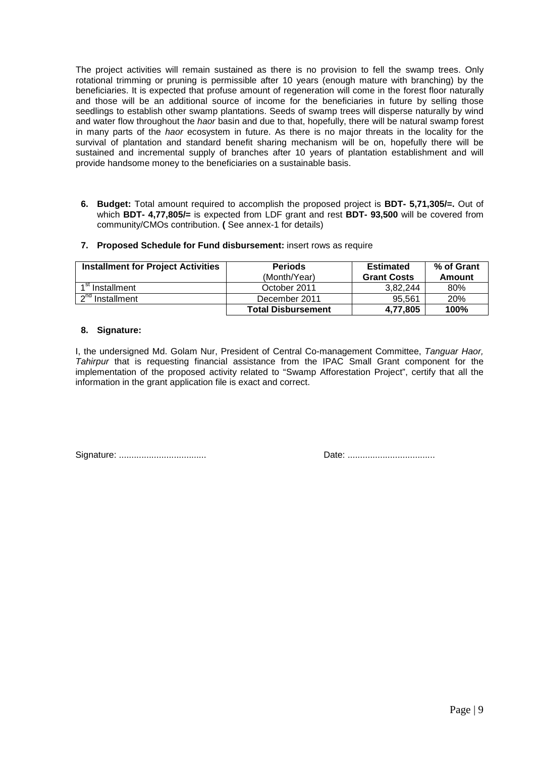The project activities will remain sustained as there is no provision to fell the swamp trees. Only rotational trimming or pruning is permissible after 10 years (enough mature with branching) by the beneficiaries. It is expected that profuse amount of regeneration will come in the forest floor naturally and those will be an additional source of income for the beneficiaries in future by selling those seedlings to establish other swamp plantations. Seeds of swamp trees will disperse naturally by wind and water flow throughout the *haor* basin and due to that, hopefully, there will be natural swamp forest in many parts of the *haor* ecosystem in future. As there is no major threats in the locality for the survival of plantation and standard benefit sharing mechanism will be on, hopefully there will be sustained and incremental supply of branches after 10 years of plantation establishment and will provide handsome money to the beneficiaries on a sustainable basis.

6. **Budget:** Total amount required to accomplish the proposed project is **BDT- 5,71,305/=.** Out of which **BDT- 4,77,805/=** is expected from LDF grant and rest **BDT- 93,500** will be covered from community/CMOs contribution. **(** See annex-1 for details)

7. **Proposed Schedule for Fund disbursement:** insert rows as require

| **Installment for Project Activities** | **Periods** (Month/Year) | **Estimated Grant Costs** | **% of Grant Amount** |
|---|---|---|---|
| 1st Installment | October 2011 | 3,82,244 | 80% |
| 2nd Installment | December 2011 | 95,561 | 20% |
| | **Total Disbursement** | **4,77,805** | **100%** |

8. **Signature:**

I, the undersigned Md. Golam Nur, President of Central Co-management Committee, *Tanguar Haor, Tahirpur* that is requesting financial assistance from the IPAC Small Grant component for the implementation of the proposed activity related to "Swamp Afforestation Project", certify that all the information in the grant application file is exact and correct.

Signature: ..................................                                        Date: ..................................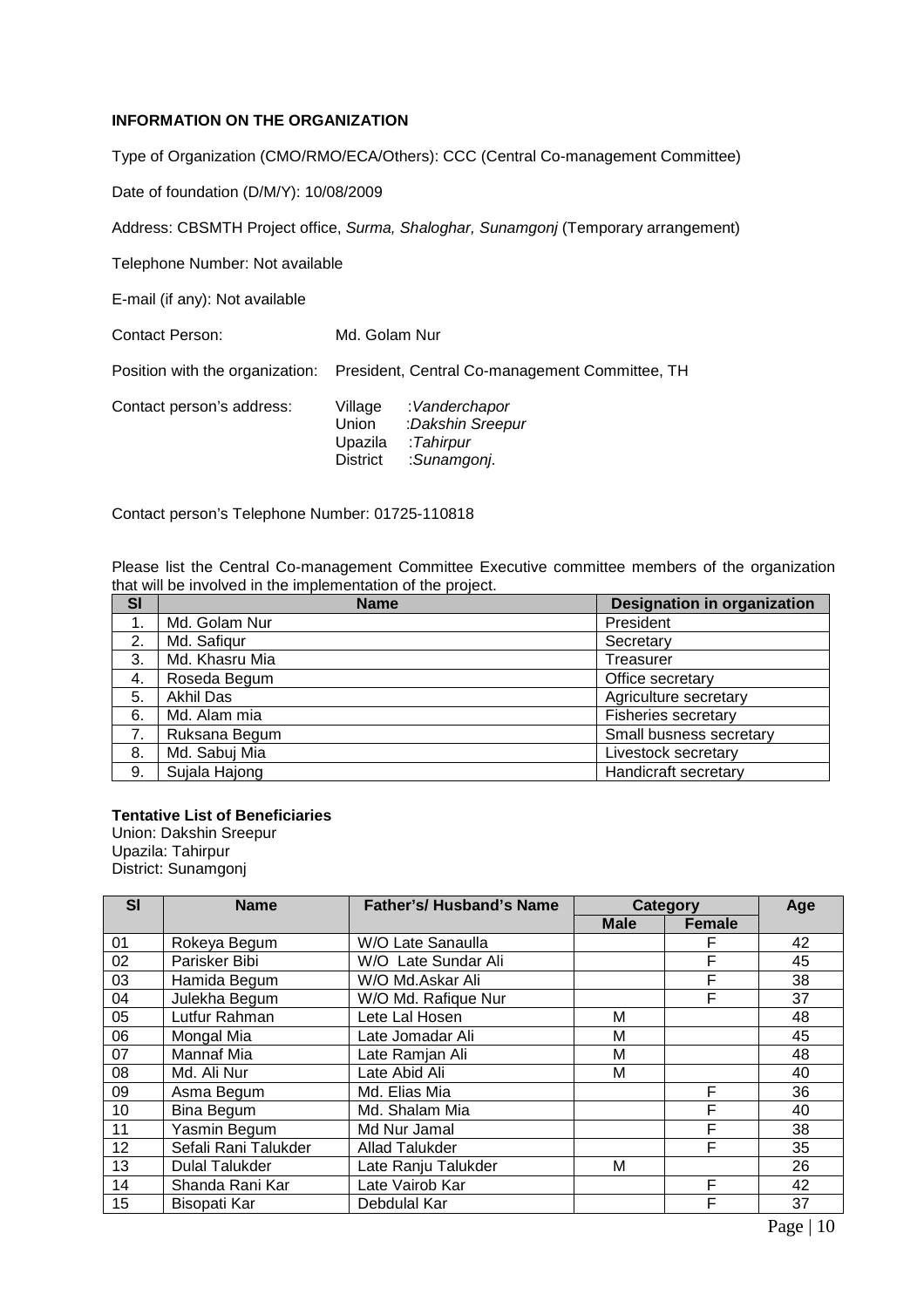**INFORMATION ON THE ORGANIZATION**

Type of Organization (CMO/RMO/ECA/Others): CCC (Central Co-management Committee)

Date of foundation (D/M/Y): 10/08/2009

Address: CBSMTH Project office, *Surma, Shaloghar, Sunamgonj* (Temporary arrangement)

Telephone Number: Not available

E-mail (if any): Not available

Contact Person: Md. Golam Nur

Position with the organization: President, Central Co-management Committee, TH

Contact person's address:
Village :*Vanderchapor*
Union :*Dakshin Sreepur*
Upazila :*Tahirpur*
District :*Sunamgonj*.

Contact person's Telephone Number: 01725-110818

Please list the Central Co-management Committee Executive committee members of the organization that will be involved in the implementation of the project.

| Sl | Name | Designation in organization |
|---|---|---|
| 1. | Md. Golam Nur | President |
| 2. | Md. Safiqur | Secretary |
| 3. | Md. Khasru Mia | Treasurer |
| 4. | Roseda Begum | Office secretary |
| 5. | Akhil Das | Agriculture secretary |
| 6. | Md. Alam mia | Fisheries secretary |
| 7. | Ruksana Begum | Small busness secretary |
| 8. | Md. Sabuj Mia | Livestock secretary |
| 9. | Sujala Hajong | Handicraft secretary |

**Tentative List of Beneficiaries**
Union: Dakshin Sreepur
Upazila: Tahirpur
District: Sunamgonj

| Sl | Name | Father's/ Husband's Name | Category | | Age |
|---|---|---|---|---|---|
| | | | Male | Female | |
| 01 | Rokeya Begum | W/O Late Sanaulla | | F | 42 |
| 02 | Parisker Bibi | W/O Late Sundar Ali | | F | 45 |
| 03 | Hamida Begum | W/O Md.Askar Ali | | F | 38 |
| 04 | Julekha Begum | W/O Md. Rafique Nur | | F | 37 |
| 05 | Lutfur Rahman | Lete Lal Hosen | M | | 48 |
| 06 | Mongal Mia | Late Jomadar Ali | M | | 45 |
| 07 | Mannaf Mia | Late Ramjan Ali | M | | 48 |
| 08 | Md. Ali Nur | Late Abid Ali | M | | 40 |
| 09 | Asma Begum | Md. Elias Mia | | F | 36 |
| 10 | Bina Begum | Md. Shalam Mia | | F | 40 |
| 11 | Yasmin Begum | Md Nur Jamal | | F | 38 |
| 12 | Sefali Rani Talukder | Allad Talukder | | F | 35 |
| 13 | Dulal Talukder | Late Ranju Talukder | M | | 26 |
| 14 | Shanda Rani Kar | Late Vairob Kar | | F | 42 |
| 15 | Bisopati Kar | Debdulal Kar | | F | 37 |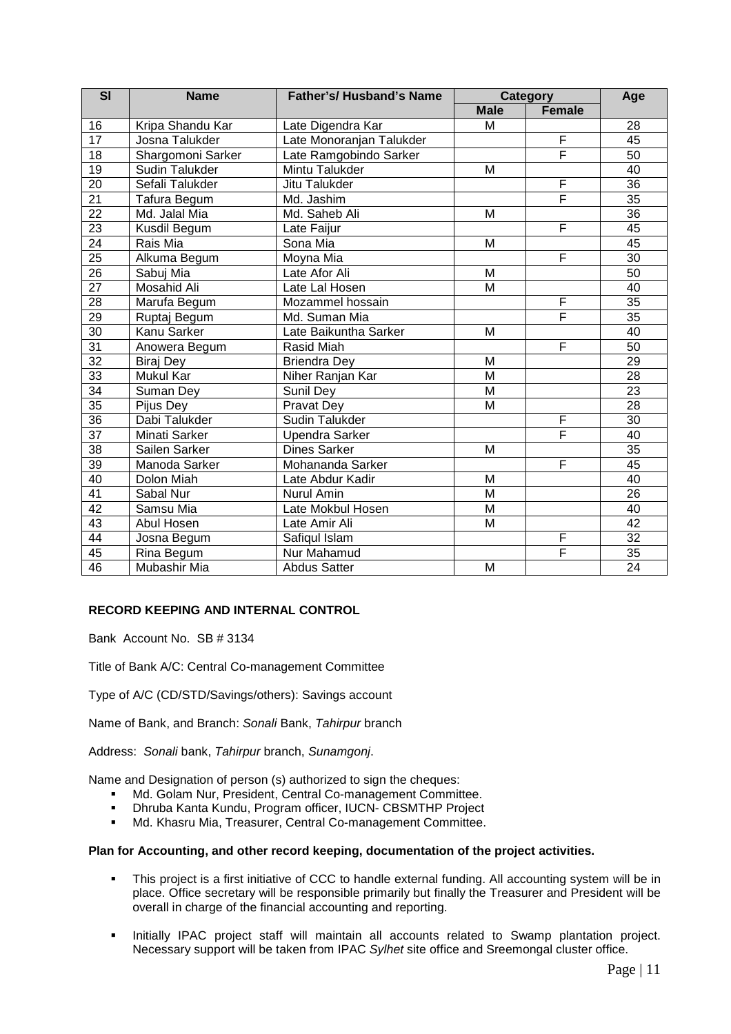| Sl | Name | Father's/ Husband's Name | Category | | Age |
|---|---|---|---|---|---|
| | | | Male | Female | |
| 16 | Kripa Shandu Kar | Late Digendra Kar | M | | 28 |
| 17 | Josna Talukder | Late Monoranjan Talukder | | F | 45 |
| 18 | Shargomoni Sarker | Late Ramgobindo Sarker | | F | 50 |
| 19 | Sudin Talukder | Mintu Talukder | M | | 40 |
| 20 | Sefali Talukder | Jitu Talukder | | F | 36 |
| 21 | Tafura Begum | Md. Jashim | | F | 35 |
| 22 | Md. Jalal Mia | Md. Saheb Ali | M | | 36 |
| 23 | Kusdil Begum | Late Faijur | | F | 45 |
| 24 | Rais Mia | Sona Mia | M | | 45 |
| 25 | Alkuma Begum | Moyna Mia | | F | 30 |
| 26 | Sabuj Mia | Late Afor Ali | M | | 50 |
| 27 | Mosahid Ali | Late Lal Hosen | M | | 40 |
| 28 | Marufa Begum | Mozammel hossain | | F | 35 |
| 29 | Ruptaj Begum | Md. Suman Mia | | F | 35 |
| 30 | Kanu Sarker | Late Baikuntha Sarker | M | | 40 |
| 31 | Anowera Begum | Rasid Miah | | F | 50 |
| 32 | Biraj Dey | Briendra Dey | M | | 29 |
| 33 | Mukul Kar | Niher Ranjan Kar | M | | 28 |
| 34 | Suman Dey | Sunil Dey | M | | 23 |
| 35 | Pijus Dey | Pravat Dey | M | | 28 |
| 36 | Dabi Talukder | Sudin Talukder | | F | 30 |
| 37 | Minati Sarker | Upendra Sarker | | F | 40 |
| 38 | Sailen Sarker | Dines Sarker | M | | 35 |
| 39 | Manoda Sarker | Mohananda Sarker | | F | 45 |
| 40 | Dolon Miah | Late Abdur Kadir | M | | 40 |
| 41 | Sabal Nur | Nurul Amin | M | | 26 |
| 42 | Samsu Mia | Late Mokbul Hosen | M | | 40 |
| 43 | Abul Hosen | Late Amir Ali | M | | 42 |
| 44 | Josna Begum | Safiqul Islam | | F | 32 |
| 45 | Rina Begum | Nur Mahamud | | F | 35 |
| 46 | Mubashir Mia | Abdus Satter | M | | 24 |

**RECORD KEEPING AND INTERNAL CONTROL**

Bank Account No. SB # 3134

Title of Bank A/C: Central Co-management Committee

Type of A/C (CD/STD/Savings/others): Savings account

Name of Bank, and Branch: *Sonali* Bank, *Tahirpur* branch

Address: *Sonali* bank, *Tahirpur* branch, *Sunamgonj*.

Name and Designation of person (s) authorized to sign the cheques:

- Md. Golam Nur, President, Central Co-management Committee.
- Dhruba Kanta Kundu, Program officer, IUCN- CBSMTHP Project
- Md. Khasru Mia, Treasurer, Central Co-management Committee.

**Plan for Accounting, and other record keeping, documentation of the project activities.**

- This project is a first initiative of CCC to handle external funding. All accounting system will be in place. Office secretary will be responsible primarily but finally the Treasurer and President will be overall in charge of the financial accounting and reporting.
- Initially IPAC project staff will maintain all accounts related to Swamp plantation project. Necessary support will be taken from IPAC *Sylhet* site office and Sreemongal cluster office.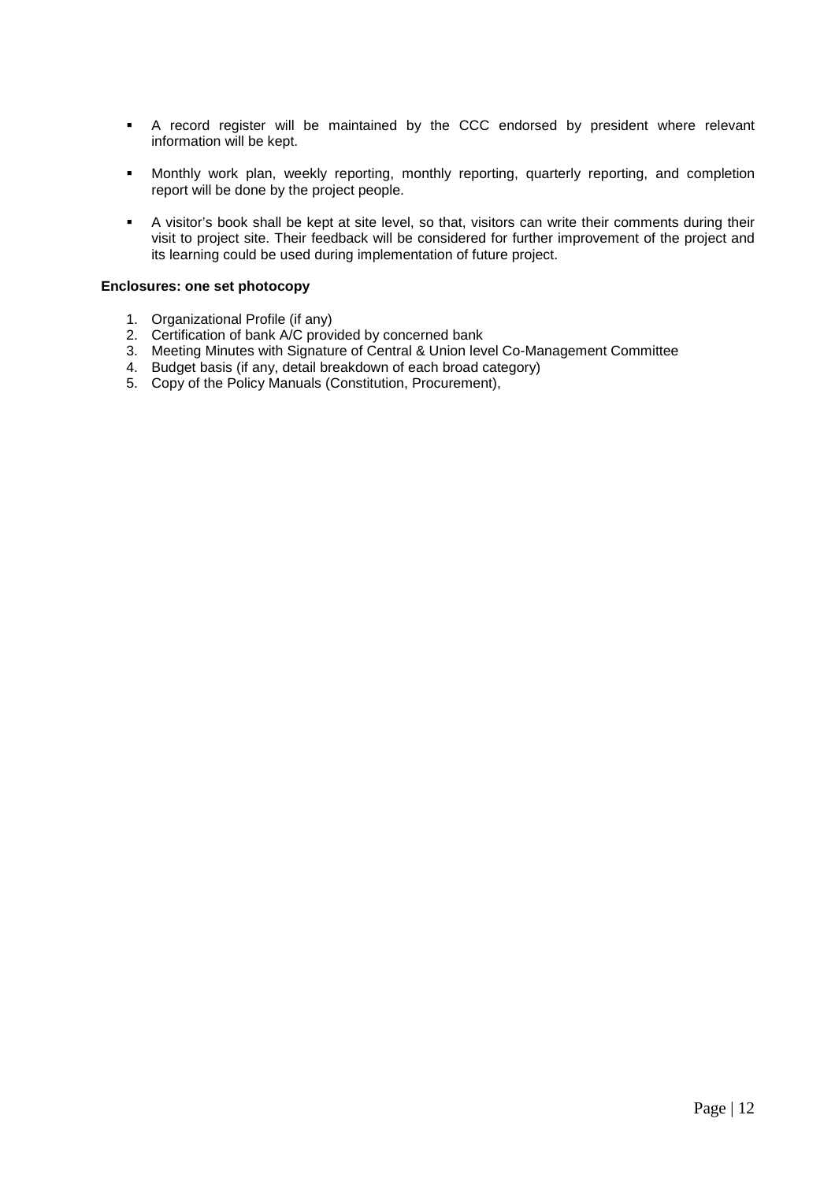- A record register will be maintained by the CCC endorsed by president where relevant information will be kept.

- Monthly work plan, weekly reporting, monthly reporting, quarterly reporting, and completion report will be done by the project people.

- A visitor's book shall be kept at site level, so that, visitors can write their comments during their visit to project site. Their feedback will be considered for further improvement of the project and its learning could be used during implementation of future project.

**Enclosures: one set photocopy**

1. Organizational Profile (if any)
2. Certification of bank A/C provided by concerned bank
3. Meeting Minutes with Signature of Central & Union level Co-Management Committee
4. Budget basis (if any, detail breakdown of each broad category)
5. Copy of the Policy Manuals (Constitution, Procurement),